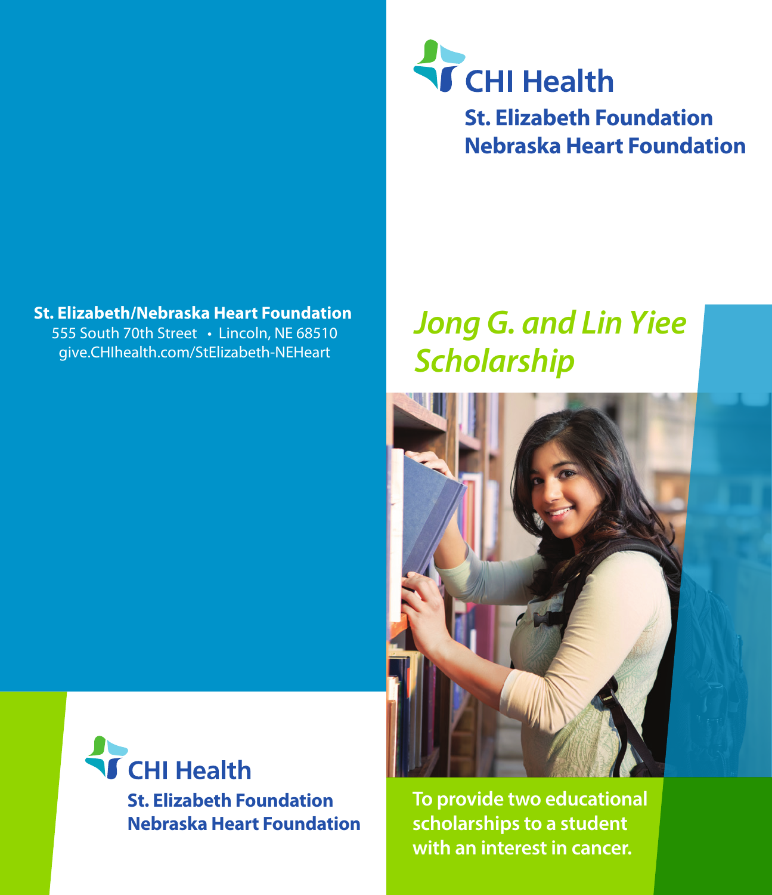**St. Elizabeth/Nebraska Heart Foundation**
555 South 70th Street • Lincoln, NE 68510
give.CHIhealth.com/StElizabeth-NEHeart

CHI Health
**St. Elizabeth Foundation**
**Nebraska Heart Foundation**

CHI Health
**St. Elizabeth Foundation**
**Nebraska Heart Foundation**

# *Jong G. and Lin Yiee Scholarship*

**To provide two educational scholarships to a student with an interest in cancer.**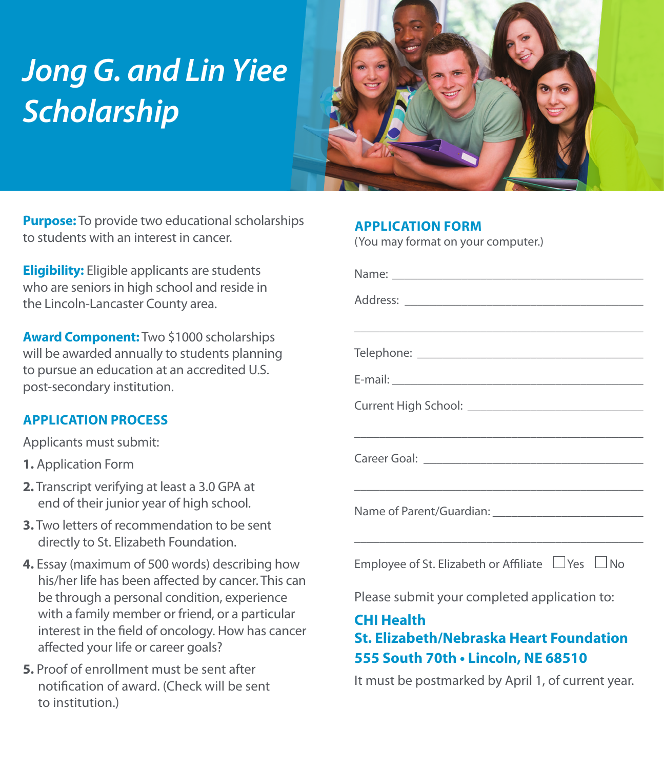# *Jong G. and Lin Yiee Scholarship*

**Purpose:** To provide two educational scholarships to students with an interest in cancer.

**Eligibility:** Eligible applicants are students who are seniors in high school and reside in the Lincoln-Lancaster County area.

**Award Component:** Two $1000 scholarships will be awarded annually to students planning to pursue an education at an accredited U.S. post-secondary institution.

## APPLICATION PROCESS

Applicants must submit:

1. Application Form
2. Transcript verifying at least a 3.0 GPA at end of their junior year of high school.
3. Two letters of recommendation to be sent directly to St. Elizabeth Foundation.
4. Essay (maximum of 500 words) describing how his/her life has been affected by cancer. This can be through a personal condition, experience with a family member or friend, or a particular interest in the field of oncology. How has cancer affected your life or career goals?
5. Proof of enrollment must be sent after notification of award. (Check will be sent to institution.)

## APPLICATION FORM

(You may format on your computer.)

Name: ______________________________________

Address: ____________________________________

____________________________________________

Telephone: __________________________________

E-mail: _____________________________________

Current High School: __________________________

____________________________________________

Career Goal: ________________________________

____________________________________________

Name of Parent/Guardian: _____________________

____________________________________________

Employee of St. Elizabeth or Affiliate ☐ Yes ☐ No

Please submit your completed application to:

**CHI Health**
**St. Elizabeth/Nebraska Heart Foundation**
**555 South 70th • Lincoln, NE 68510**

It must be postmarked by April 1, of current year.